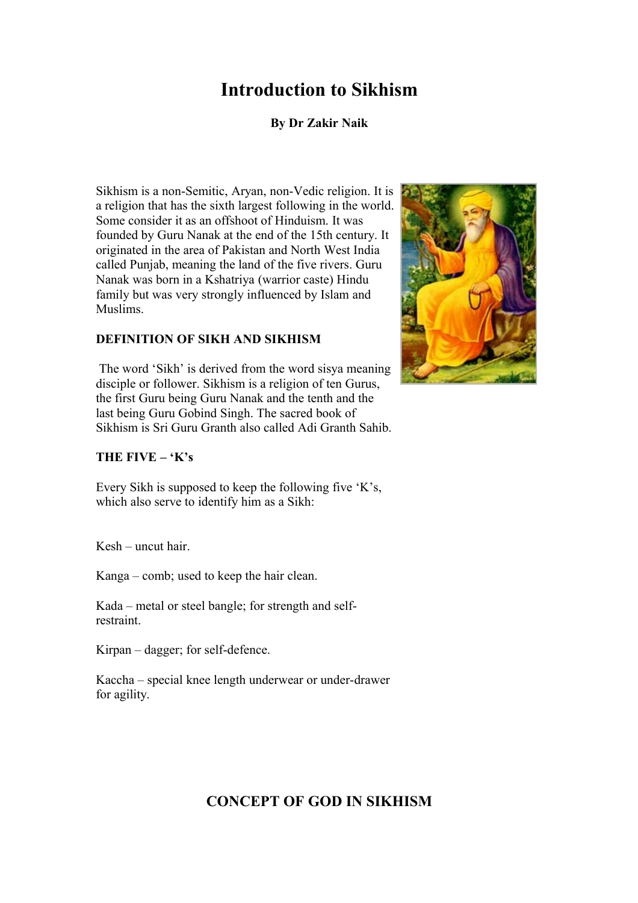# Introduction to Sikhism

**By Dr Zakir Naik**

Sikhism is a non-Semitic, Aryan, non-Vedic religion. It is a religion that has the sixth largest following in the world. Some consider it as an offshoot of Hinduism. It was founded by Guru Nanak at the end of the 15th century. It originated in the area of Pakistan and North West India called Punjab, meaning the land of the five rivers. Guru Nanak was born in a Kshatriya (warrior caste) Hindu family but was very strongly influenced by Islam and Muslims.

**DEFINITION OF SIKH AND SIKHISM**

The word 'Sikh' is derived from the word sisya meaning disciple or follower. Sikhism is a religion of ten Gurus, the first Guru being Guru Nanak and the tenth and the last being Guru Gobind Singh. The sacred book of Sikhism is Sri Guru Granth also called Adi Granth Sahib.

**THE FIVE – 'K's**

Every Sikh is supposed to keep the following five 'K's, which also serve to identify him as a Sikh:

Kesh – uncut hair.

Kanga – comb; used to keep the hair clean.

Kada – metal or steel bangle; for strength and self-restraint.

Kirpan – dagger; for self-defence.

Kaccha – special knee length underwear or under-drawer for agility.

## CONCEPT OF GOD IN SIKHISM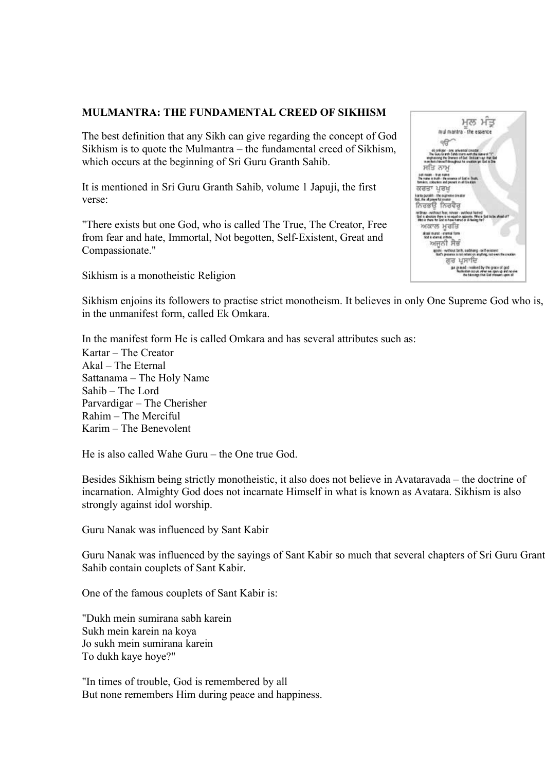**MULMANTRA: THE FUNDAMENTAL CREED OF SIKHISM**

The best definition that any Sikh can give regarding the concept of God Sikhism is to quote the Mulmantra – the fundamental creed of Sikhism, which occurs at the beginning of Sri Guru Granth Sahib.

It is mentioned in Sri Guru Granth Sahib, volume 1 Japuji, the first verse:

"There exists but one God, who is called The True, The Creator, Free from fear and hate, Immortal, Not begotten, Self-Existent, Great and Compassionate."

Sikhism is a monotheistic Religion

Sikhism enjoins its followers to practise strict monotheism. It believes in only One Supreme God who is, in the unmanifest form, called Ek Omkara.

In the manifest form He is called Omkara and has several attributes such as:

Kartar – The Creator
Akal – The Eternal
Sattanama – The Holy Name
Sahib – The Lord
Parvardigar – The Cherisher
Rahim – The Merciful
Karim – The Benevolent

He is also called Wahe Guru – the One true God.

Besides Sikhism being strictly monotheistic, it also does not believe in Avataravada – the doctrine of incarnation. Almighty God does not incarnate Himself in what is known as Avatara. Sikhism is also strongly against idol worship.

Guru Nanak was influenced by Sant Kabir

Guru Nanak was influenced by the sayings of Sant Kabir so much that several chapters of Sri Guru Granth Sahib contain couplets of Sant Kabir.

One of the famous couplets of Sant Kabir is:

"Dukh mein sumirana sabh karein
Sukh mein karein na koya
Jo sukh mein sumirana karein
To dukh kaye hoye?"

"In times of trouble, God is remembered by all
But none remembers Him during peace and happiness.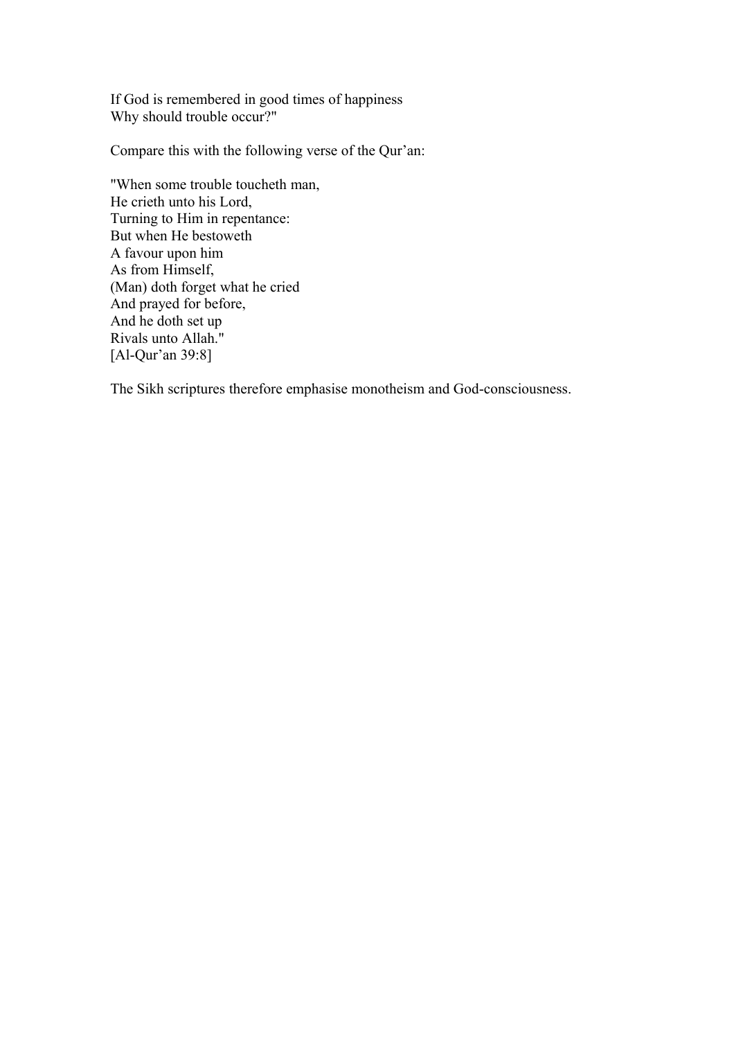If God is remembered in good times of happiness
Why should trouble occur?"

Compare this with the following verse of the Qur'an:

"When some trouble toucheth man,
He crieth unto his Lord,
Turning to Him in repentance:
But when He bestoweth
A favour upon him
As from Himself,
(Man) doth forget what he cried
And prayed for before,
And he doth set up
Rivals unto Allah."
[Al-Qur'an 39:8]

The Sikh scriptures therefore emphasise monotheism and God-consciousness.